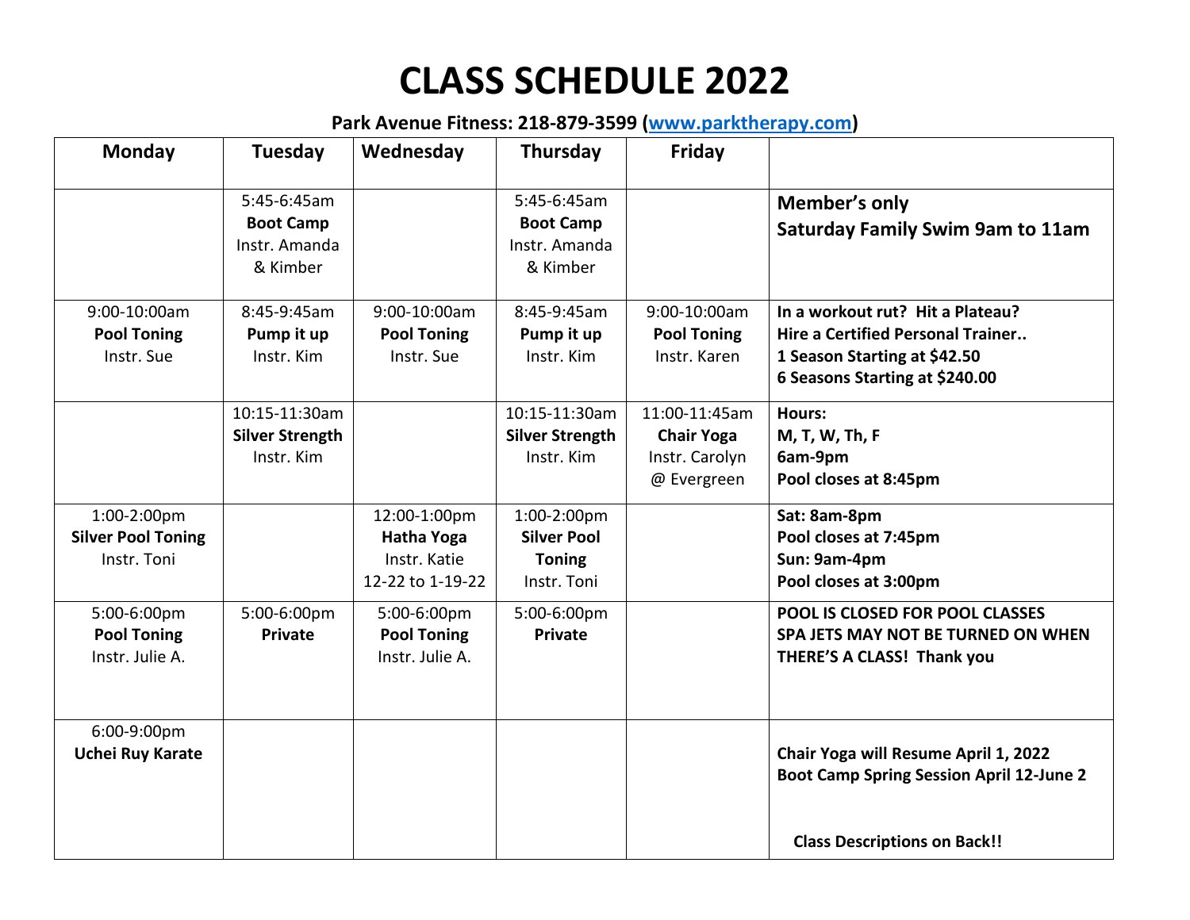# CLASS SCHEDULE 2022

**Park Avenue Fitness: 218-879-3599 ([www.parktherapy.com](http://www.parktherapy.com))**

| Monday | Tuesday | Wednesday | Thursday | Friday | |
|---|---|---|---|---|---|
| | 5:45-6:45am **Boot Camp** Instr. Amanda & Kimber | | 5:45-6:45am **Boot Camp** Instr. Amanda & Kimber | | **Member's only Saturday Family Swim 9am to 11am** |
| 9:00-10:00am **Pool Toning** Instr. Sue | 8:45-9:45am **Pump it up** Instr. Kim | 9:00-10:00am **Pool Toning** Instr. Sue | 8:45-9:45am **Pump it up** Instr. Kim | 9:00-10:00am **Pool Toning** Instr. Karen | **In a workout rut? Hit a Plateau? Hire a Certified Personal Trainer.. 1 Season Starting at $42.50 6 Seasons Starting at $240.00** |
| | 10:15-11:30am **Silver Strength** Instr. Kim | | 10:15-11:30am **Silver Strength** Instr. Kim | 11:00-11:45am **Chair Yoga** Instr. Carolyn @ Evergreen | **Hours: M, T, W, Th, F 6am-9pm Pool closes at 8:45pm** |
| 1:00-2:00pm **Silver Pool Toning** Instr. Toni | | 12:00-1:00pm **Hatha Yoga** Instr. Katie 12-22 to 1-19-22 | 1:00-2:00pm **Silver Pool Toning** Instr. Toni | | **Sat: 8am-8pm Pool closes at 7:45pm Sun: 9am-4pm Pool closes at 3:00pm** |
| 5:00-6:00pm **Pool Toning** Instr. Julie A. | 5:00-6:00pm **Private** | 5:00-6:00pm **Pool Toning** Instr. Julie A. | 5:00-6:00pm **Private** | | **POOL IS CLOSED FOR POOL CLASSES SPA JETS MAY NOT BE TURNED ON WHEN THERE'S A CLASS! Thank you** |
| 6:00-9:00pm **Uchei Ruy Karate** | | | | | **Chair Yoga will Resume April 1, 2022 Boot Camp Spring Session April 12-June 2** **Class Descriptions on Back!!** |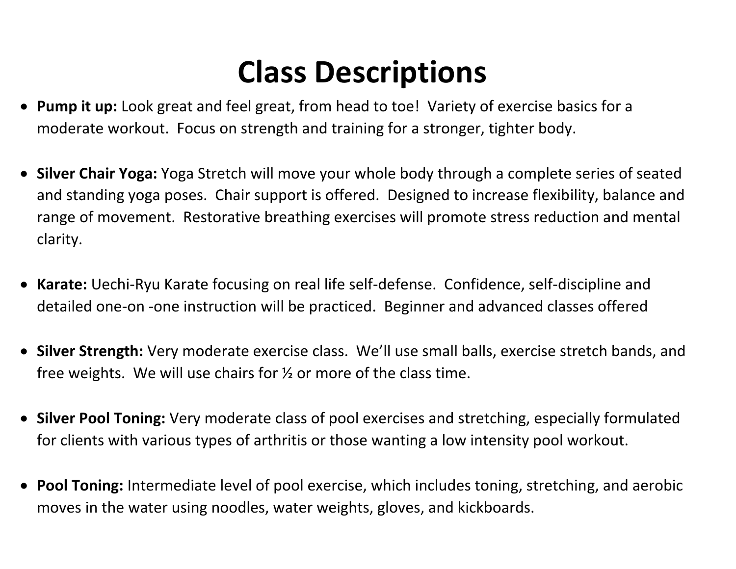# Class Descriptions

- **Pump it up:** Look great and feel great, from head to toe! Variety of exercise basics for a moderate workout. Focus on strength and training for a stronger, tighter body.

- **Silver Chair Yoga:** Yoga Stretch will move your whole body through a complete series of seated and standing yoga poses. Chair support is offered. Designed to increase flexibility, balance and range of movement. Restorative breathing exercises will promote stress reduction and mental clarity.

- **Karate:** Uechi-Ryu Karate focusing on real life self-defense. Confidence, self-discipline and detailed one-on -one instruction will be practiced. Beginner and advanced classes offered

- **Silver Strength:** Very moderate exercise class. We'll use small balls, exercise stretch bands, and free weights. We will use chairs for ½ or more of the class time.

- **Silver Pool Toning:** Very moderate class of pool exercises and stretching, especially formulated for clients with various types of arthritis or those wanting a low intensity pool workout.

- **Pool Toning:** Intermediate level of pool exercise, which includes toning, stretching, and aerobic moves in the water using noodles, water weights, gloves, and kickboards.